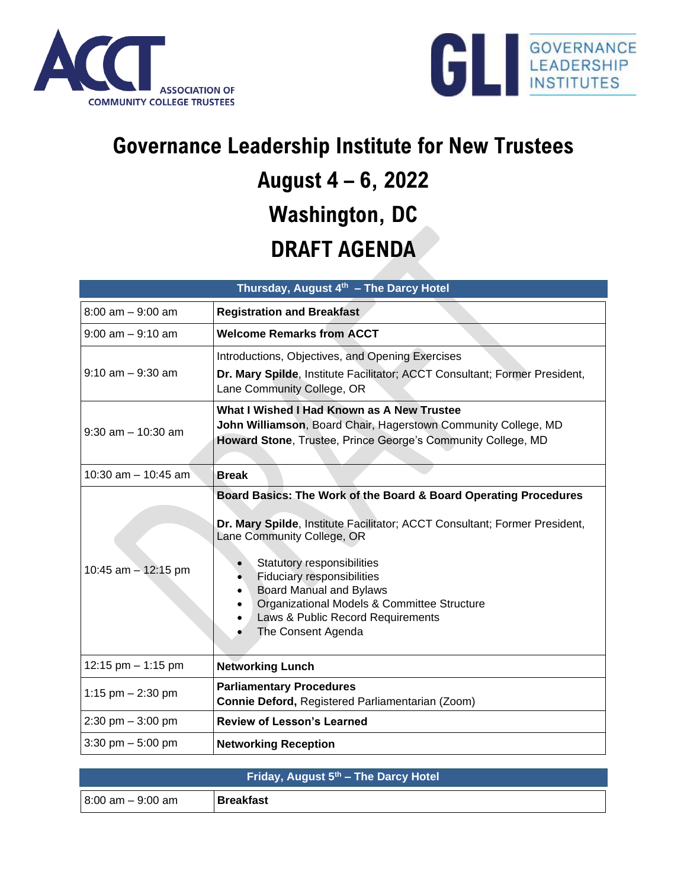ACCT ASSOCIATION OF COMMUNITY COLLEGE TRUSTEES

GLI GOVERNANCE LEADERSHIP INSTITUTES

# Governance Leadership Institute for New Trustees

## August 4 – 6, 2022

## Washington, DC

## DRAFT AGENDA

| Thursday, August 4th – The Darcy Hotel | |
|---|---|
| 8:00 am – 9:00 am | **Registration and Breakfast** |
| 9:00 am – 9:10 am | **Welcome Remarks from ACCT** |
| 9:10 am – 9:30 am | Introductions, Objectives, and Opening Exercises<br>**Dr. Mary Spilde**, Institute Facilitator; ACCT Consultant; Former President, Lane Community College, OR |
| 9:30 am – 10:30 am | **What I Wished I Had Known as A New Trustee**<br>**John Williamson**, Board Chair, Hagerstown Community College, MD<br>**Howard Stone**, Trustee, Prince George's Community College, MD |
| 10:30 am – 10:45 am | **Break** |
| 10:45 am – 12:15 pm | **Board Basics: The Work of the Board & Board Operating Procedures**<br><br>**Dr. Mary Spilde**, Institute Facilitator; ACCT Consultant; Former President, Lane Community College, OR<br><br>• Statutory responsibilities<br>• Fiduciary responsibilities<br>• Board Manual and Bylaws<br>• Organizational Models & Committee Structure<br>• Laws & Public Record Requirements<br>• The Consent Agenda |
| 12:15 pm – 1:15 pm | **Networking Lunch** |
| 1:15 pm – 2:30 pm | **Parliamentary Procedures**<br>**Connie Deford,** Registered Parliamentarian (Zoom) |
| 2:30 pm – 3:00 pm | **Review of Lesson's Learned** |
| 3:30 pm – 5:00 pm | **Networking Reception** |

| Friday, August 5th – The Darcy Hotel | |
|---|---|
| 8:00 am – 9:00 am | **Breakfast** |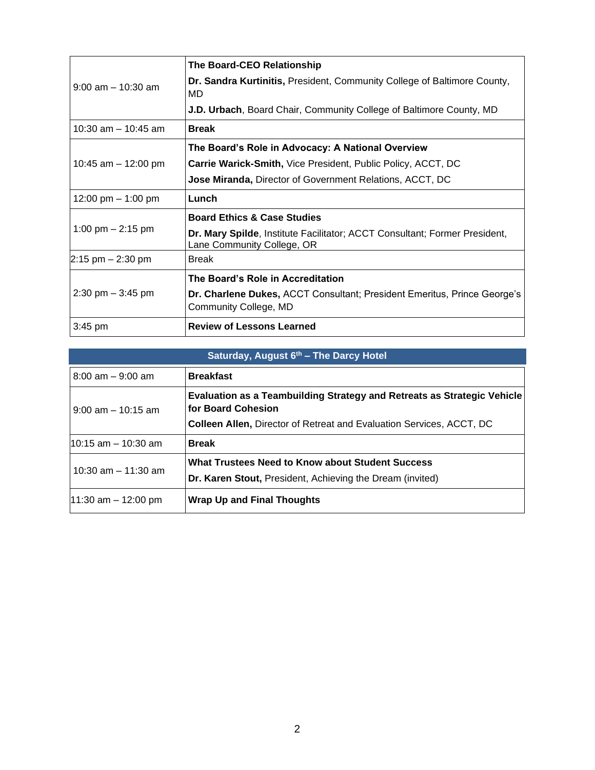| | |
|---|---|
| 9:00 am – 10:30 am | **The Board-CEO Relationship**<br>**Dr. Sandra Kurtinitis,** President, Community College of Baltimore County, MD<br>**J.D. Urbach**, Board Chair, Community College of Baltimore County, MD |
| 10:30 am – 10:45 am | **Break** |
| 10:45 am – 12:00 pm | **The Board's Role in Advocacy: A National Overview**<br>**Carrie Warick-Smith,** Vice President, Public Policy, ACCT, DC<br>**Jose Miranda,** Director of Government Relations, ACCT, DC |
| 12:00 pm – 1:00 pm | **Lunch** |
| 1:00 pm – 2:15 pm | **Board Ethics & Case Studies**<br>**Dr. Mary Spilde**, Institute Facilitator; ACCT Consultant; Former President, Lane Community College, OR |
| 2:15 pm – 2:30 pm | Break |
| 2:30 pm – 3:45 pm | **The Board's Role in Accreditation**<br>**Dr. Charlene Dukes,** ACCT Consultant; President Emeritus, Prince George's Community College, MD |
| 3:45 pm | **Review of Lessons Learned** |

## Saturday, August 6th – The Darcy Hotel

| | |
|---|---|
| 8:00 am – 9:00 am | **Breakfast** |
| 9:00 am – 10:15 am | **Evaluation as a Teambuilding Strategy and Retreats as Strategic Vehicle for Board Cohesion**<br>**Colleen Allen,** Director of Retreat and Evaluation Services, ACCT, DC |
| 10:15 am – 10:30 am | **Break** |
| 10:30 am – 11:30 am | **What Trustees Need to Know about Student Success**<br>**Dr. Karen Stout,** President, Achieving the Dream (invited) |
| 11:30 am – 12:00 pm | **Wrap Up and Final Thoughts** |